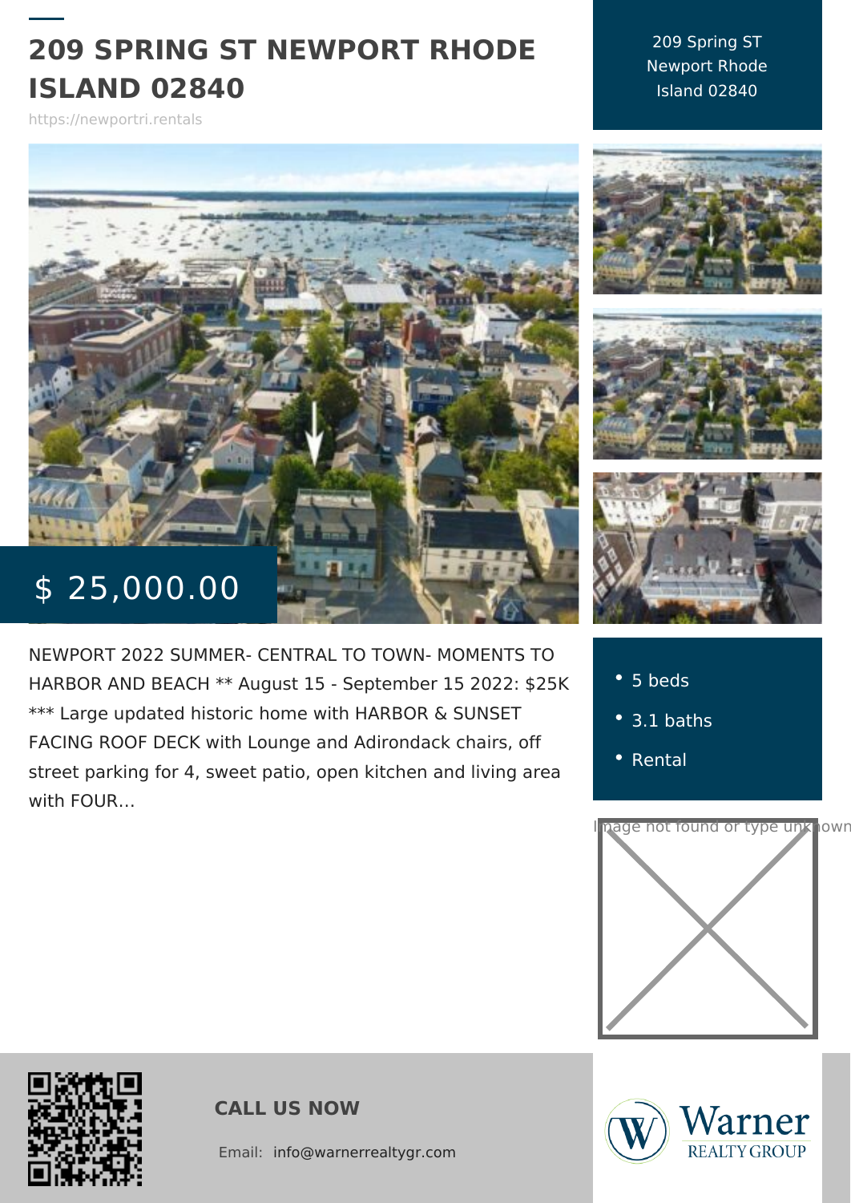# 209 SPRING ST NEWPORT RHODE ISLAND 02840

https://newportri.rentals

209 Spring ST
Newport Rhode
Island 02840

$ 25,000.00

NEWPORT 2022 SUMMER- CENTRAL TO TOWN- MOMENTS TO HARBOR AND BEACH ** August 15 - September 15 2022: $25K *** Large updated historic home with HARBOR & SUNSET FACING ROOF DECK with Lounge and Adirondack chairs, off street parking for 4, sweet patio, open kitchen and living area with FOUR...

- 5 beds
- 3.1 baths
- Rental

Image not found or type unknown

**CALL US NOW**

Email: info@warnerrealtygr.com

Warner REALTY GROUP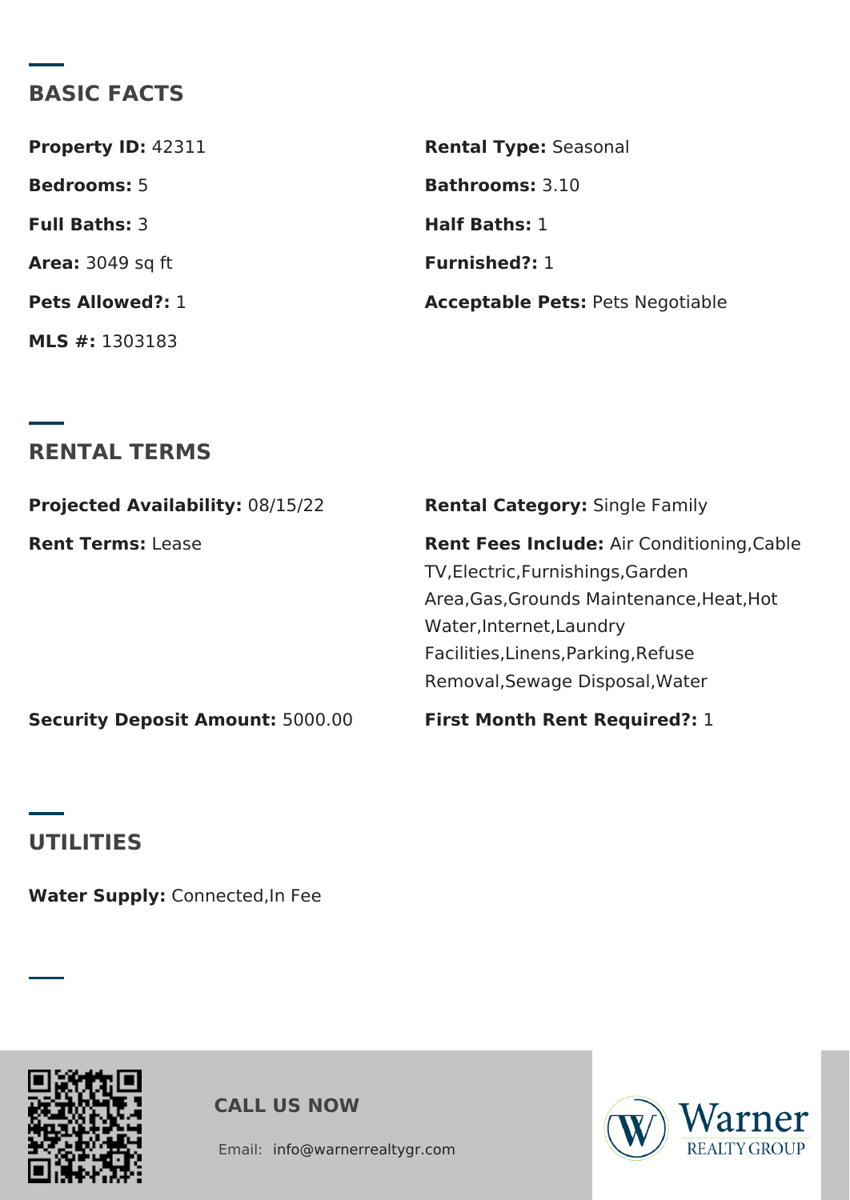## BASIC FACTS

**Property ID:** 42311

**Rental Type:** Seasonal

**Bedrooms:** 5

**Bathrooms:** 3.10

**Full Baths:** 3

**Half Baths:** 1

**Area:** 3049 sq ft

**Furnished?:** 1

**Pets Allowed?:** 1

**Acceptable Pets:** Pets Negotiable

**MLS #:** 1303183

## RENTAL TERMS

**Projected Availability:** 08/15/22

**Rental Category:** Single Family

**Rent Terms:** Lease

**Rent Fees Include:** Air Conditioning,Cable TV,Electric,Furnishings,Garden Area,Gas,Grounds Maintenance,Heat,Hot Water,Internet,Laundry Facilities,Linens,Parking,Refuse Removal,Sewage Disposal,Water

**Security Deposit Amount:** 5000.00

**First Month Rent Required?:** 1

## UTILITIES

**Water Supply:** Connected,In Fee

**CALL US NOW**

Email: info@warnerrealtygr.com

Warner REALTY GROUP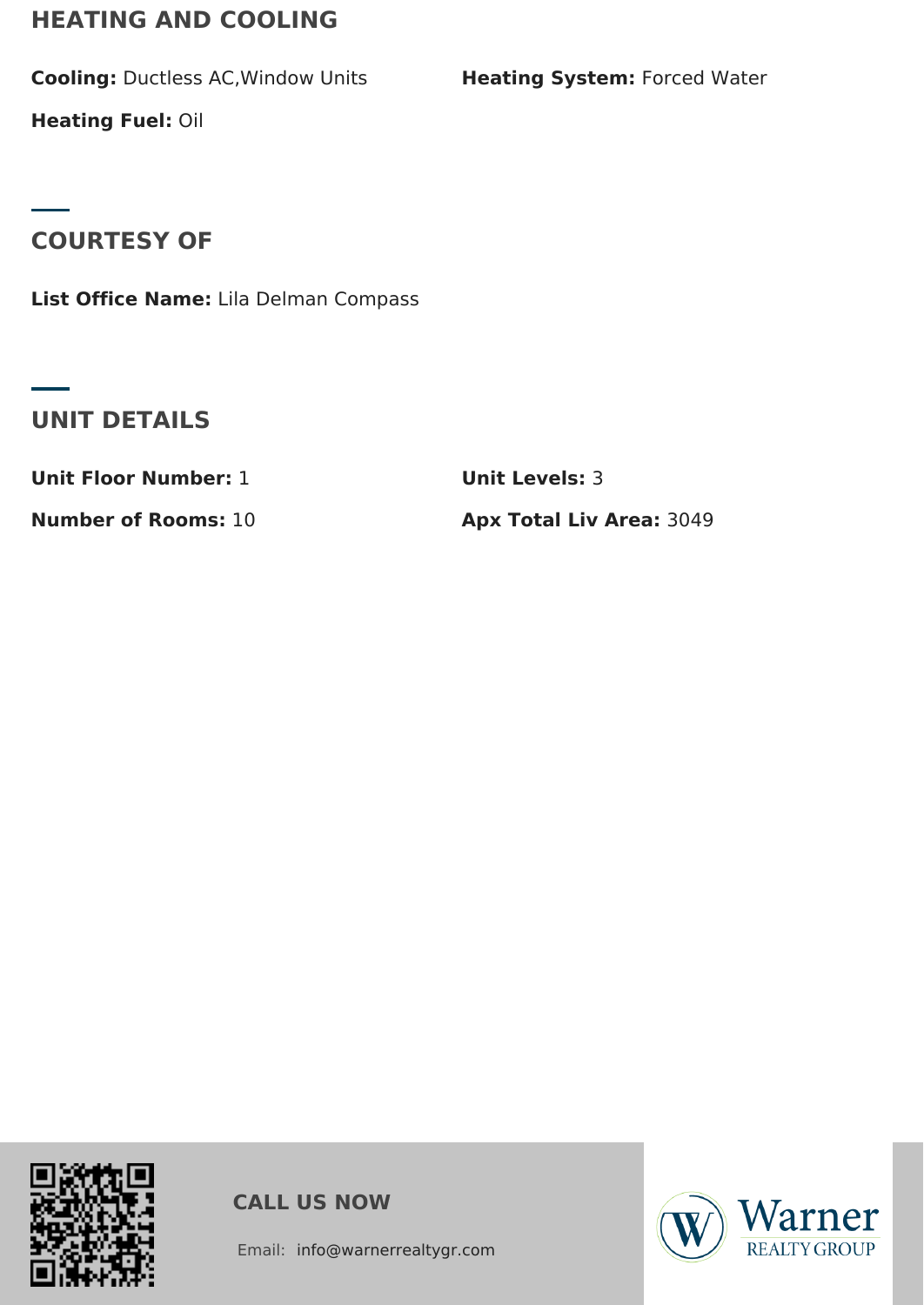## HEATING AND COOLING

**Cooling:** Ductless AC,Window Units

**Heating System:** Forced Water

**Heating Fuel:** Oil

## COURTESY OF

**List Office Name:** Lila Delman Compass

## UNIT DETAILS

**Unit Floor Number:** 1

**Unit Levels:** 3

**Number of Rooms:** 10

**Apx Total Liv Area:** 3049

**CALL US NOW**

Email: info@warnerrealtygr.com

Warner REALTY GROUP